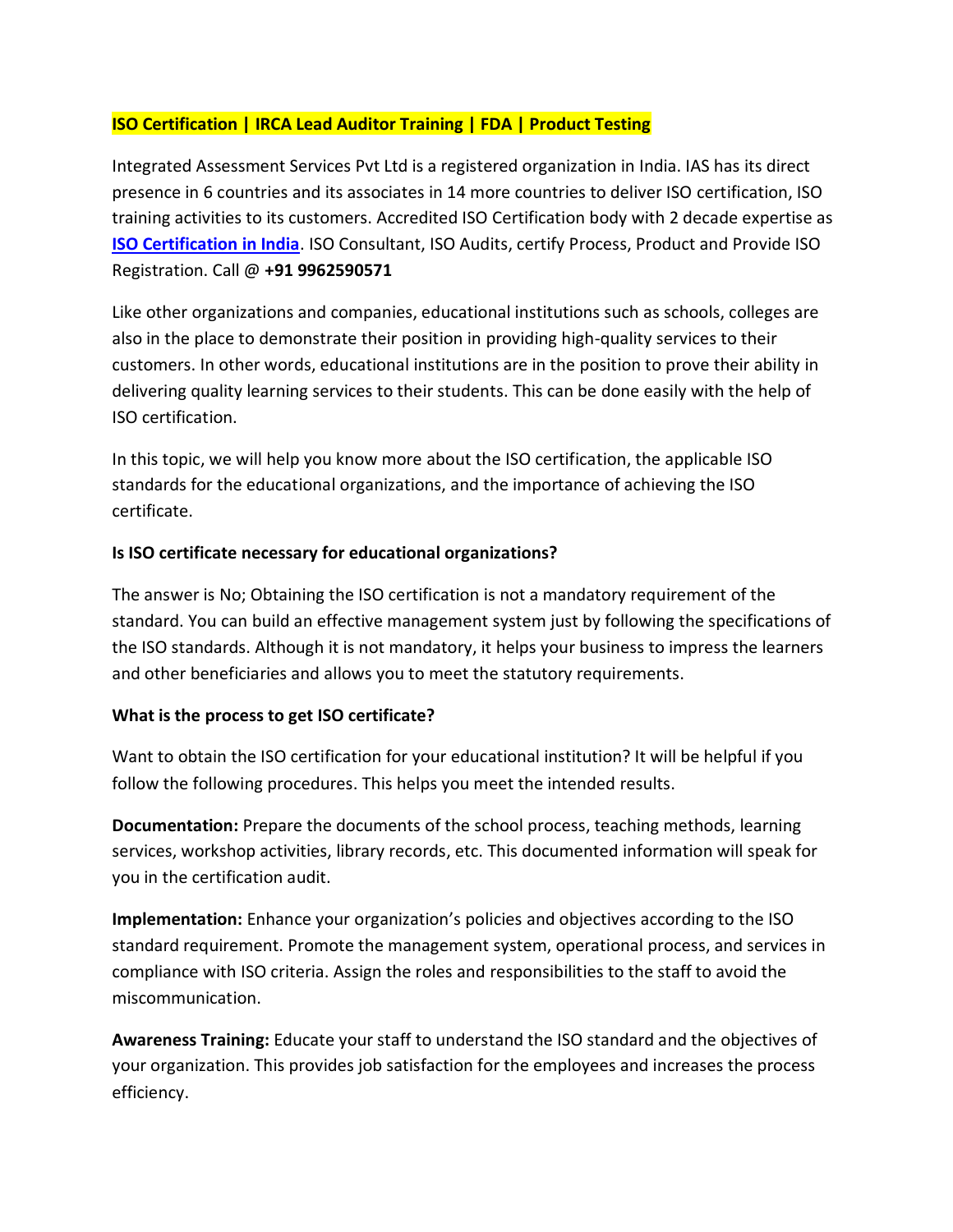**ISO Certification | IRCA Lead Auditor Training | FDA | Product Testing**

Integrated Assessment Services Pvt Ltd is a registered organization in India. IAS has its direct presence in 6 countries and its associates in 14 more countries to deliver ISO certification, ISO training activities to its customers. Accredited ISO Certification body with 2 decade expertise as **ISO Certification in India**. ISO Consultant, ISO Audits, certify Process, Product and Provide ISO Registration. Call @ **+91 9962590571**

Like other organizations and companies, educational institutions such as schools, colleges are also in the place to demonstrate their position in providing high-quality services to their customers. In other words, educational institutions are in the position to prove their ability in delivering quality learning services to their students. This can be done easily with the help of ISO certification.

In this topic, we will help you know more about the ISO certification, the applicable ISO standards for the educational organizations, and the importance of achieving the ISO certificate.

**Is ISO certificate necessary for educational organizations?**

The answer is No; Obtaining the ISO certification is not a mandatory requirement of the standard. You can build an effective management system just by following the specifications of the ISO standards. Although it is not mandatory, it helps your business to impress the learners and other beneficiaries and allows you to meet the statutory requirements.

**What is the process to get ISO certificate?**

Want to obtain the ISO certification for your educational institution? It will be helpful if you follow the following procedures. This helps you meet the intended results.

**Documentation:** Prepare the documents of the school process, teaching methods, learning services, workshop activities, library records, etc. This documented information will speak for you in the certification audit.

**Implementation:** Enhance your organization's policies and objectives according to the ISO standard requirement. Promote the management system, operational process, and services in compliance with ISO criteria. Assign the roles and responsibilities to the staff to avoid the miscommunication.

**Awareness Training:** Educate your staff to understand the ISO standard and the objectives of your organization. This provides job satisfaction for the employees and increases the process efficiency.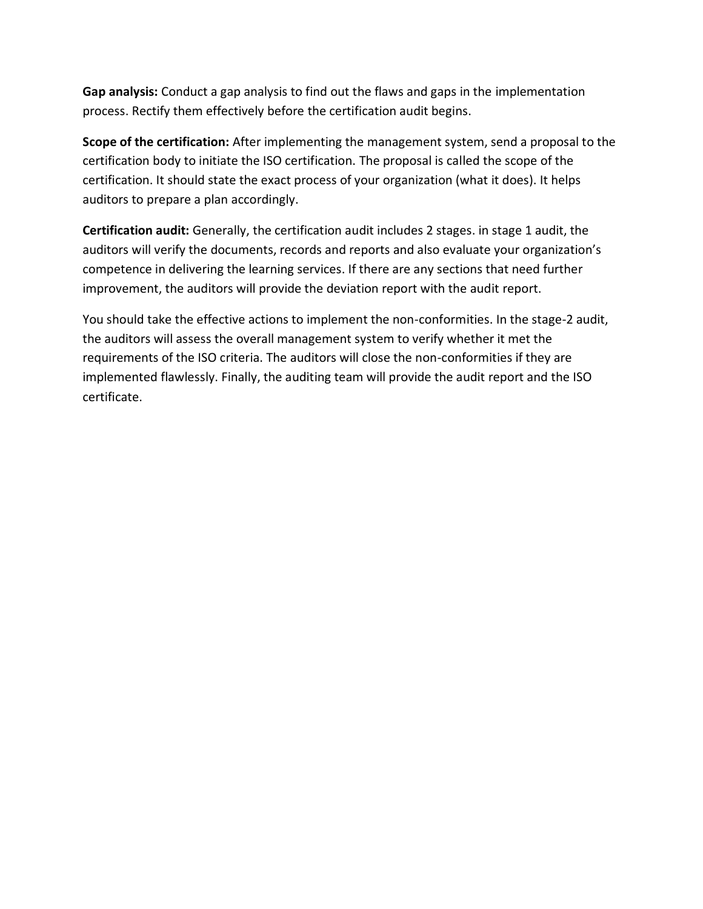**Gap analysis:** Conduct a gap analysis to find out the flaws and gaps in the implementation process. Rectify them effectively before the certification audit begins.

**Scope of the certification:** After implementing the management system, send a proposal to the certification body to initiate the ISO certification. The proposal is called the scope of the certification. It should state the exact process of your organization (what it does). It helps auditors to prepare a plan accordingly.

**Certification audit:** Generally, the certification audit includes 2 stages. in stage 1 audit, the auditors will verify the documents, records and reports and also evaluate your organization's competence in delivering the learning services. If there are any sections that need further improvement, the auditors will provide the deviation report with the audit report.

You should take the effective actions to implement the non-conformities. In the stage-2 audit, the auditors will assess the overall management system to verify whether it met the requirements of the ISO criteria. The auditors will close the non-conformities if they are implemented flawlessly. Finally, the auditing team will provide the audit report and the ISO certificate.